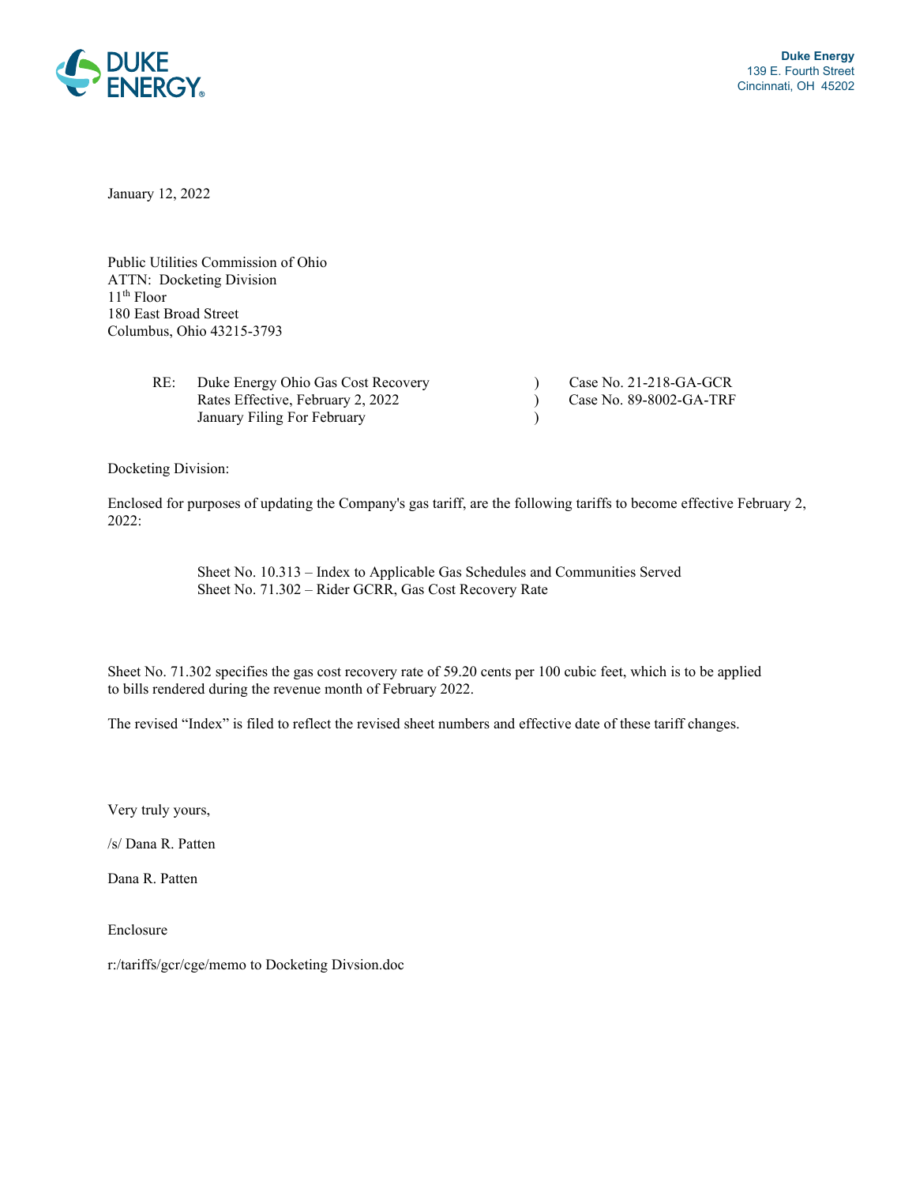**Duke Energy**
139 E. Fourth Street
Cincinnati, OH 45202

January 12, 2022

Public Utilities Commission of Ohio
ATTN: Docketing Division
11th Floor
180 East Broad Street
Columbus, Ohio 43215-3793

| RE: Duke Energy Ohio Gas Cost Recovery | ) | Case No. 21-218-GA-GCR |
|---|---|---|
| Rates Effective, February 2, 2022 | ) | Case No. 89-8002-GA-TRF |
| January Filing For February | ) | |

Docketing Division:

Enclosed for purposes of updating the Company's gas tariff, are the following tariffs to become effective February 2, 2022:

Sheet No. 10.313 – Index to Applicable Gas Schedules and Communities Served
Sheet No. 71.302 – Rider GCRR, Gas Cost Recovery Rate

Sheet No. 71.302 specifies the gas cost recovery rate of 59.20 cents per 100 cubic feet, which is to be applied to bills rendered during the revenue month of February 2022.

The revised "Index" is filed to reflect the revised sheet numbers and effective date of these tariff changes.

Very truly yours,

/s/ Dana R. Patten

Dana R. Patten

Enclosure

r:/tariffs/gcr/cge/memo to Docketing Divsion.doc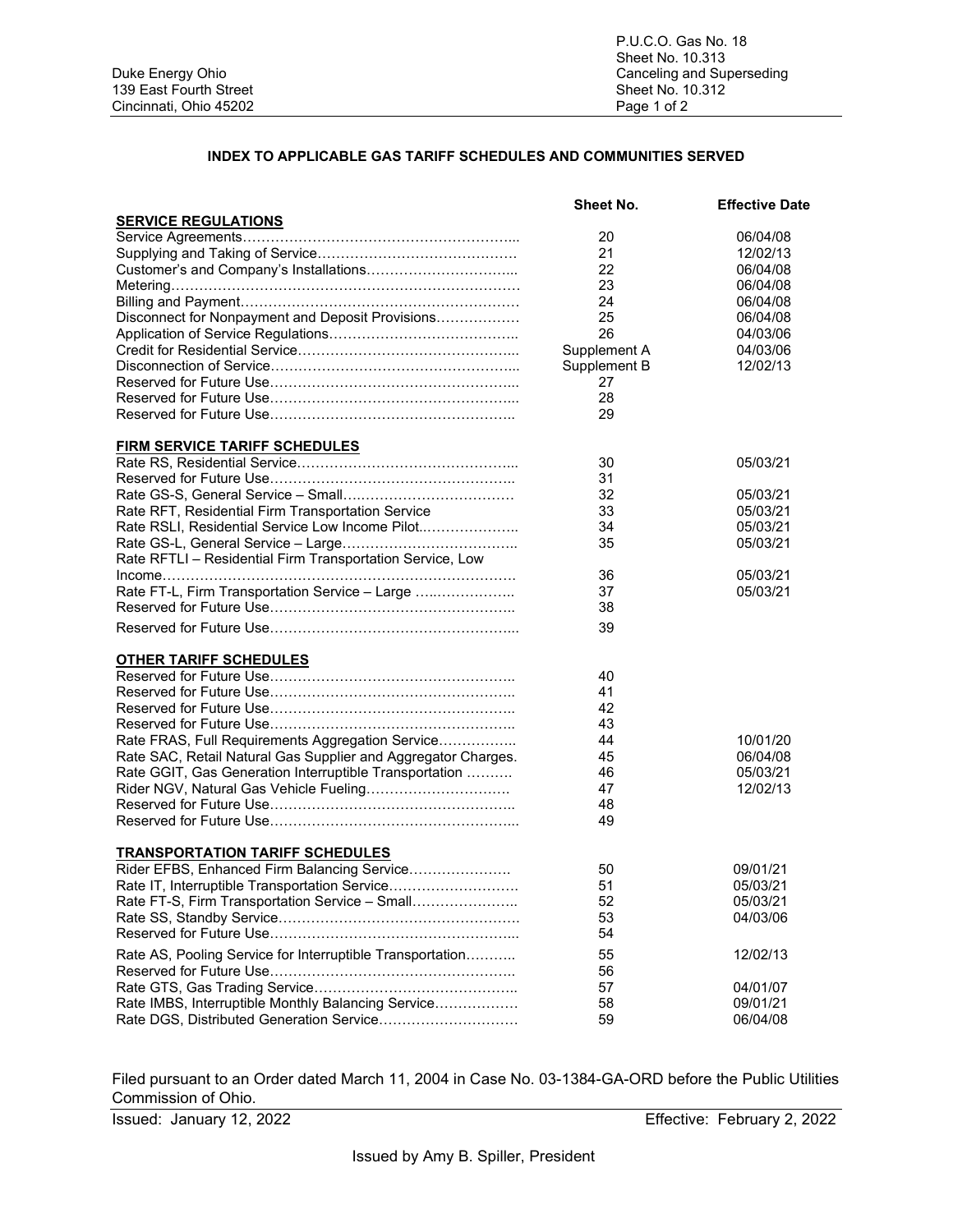Duke Energy Ohio
139 East Fourth Street
Cincinnati, Ohio 45202

P.U.C.O. Gas No. 18
Sheet No. 10.313
Canceling and Superseding
Sheet No. 10.312
Page 1 of 2

## INDEX TO APPLICABLE GAS TARIFF SCHEDULES AND COMMUNITIES SERVED

| | Sheet No. | Effective Date |
|---|---|---|
| **SERVICE REGULATIONS** | | |
| Service Agreements | 20 | 06/04/08 |
| Supplying and Taking of Service | 21 | 12/02/13 |
| Customer's and Company's Installations | 22 | 06/04/08 |
| Metering | 23 | 06/04/08 |
| Billing and Payment | 24 | 06/04/08 |
| Disconnect for Nonpayment and Deposit Provisions | 25 | 06/04/08 |
| Application of Service Regulations | 26 | 04/03/06 |
| Credit for Residential Service | Supplement A | 04/03/06 |
| Disconnection of Service | Supplement B | 12/02/13 |
| Reserved for Future Use | 27 | |
| Reserved for Future Use | 28 | |
| Reserved for Future Use | 29 | |
| **FIRM SERVICE TARIFF SCHEDULES** | | |
| Rate RS, Residential Service | 30 | 05/03/21 |
| Reserved for Future Use | 31 | |
| Rate GS-S, General Service – Small | 32 | 05/03/21 |
| Rate RFT, Residential Firm Transportation Service | 33 | 05/03/21 |
| Rate RSLI, Residential Service Low Income Pilot | 34 | 05/03/21 |
| Rate GS-L, General Service – Large | 35 | 05/03/21 |
| Rate RFTLI – Residential Firm Transportation Service, Low Income | 36 | 05/03/21 |
| Rate FT-L, Firm Transportation Service – Large | 37 | 05/03/21 |
| Reserved for Future Use | 38 | |
| Reserved for Future Use | 39 | |
| **OTHER TARIFF SCHEDULES** | | |
| Reserved for Future Use | 40 | |
| Reserved for Future Use | 41 | |
| Reserved for Future Use | 42 | |
| Reserved for Future Use | 43 | |
| Rate FRAS, Full Requirements Aggregation Service | 44 | 10/01/20 |
| Rate SAC, Retail Natural Gas Supplier and Aggregator Charges. | 45 | 06/04/08 |
| Rate GGIT, Gas Generation Interruptible Transportation | 46 | 05/03/21 |
| Rider NGV, Natural Gas Vehicle Fueling | 47 | 12/02/13 |
| Reserved for Future Use | 48 | |
| Reserved for Future Use | 49 | |
| **TRANSPORTATION TARIFF SCHEDULES** | | |
| Rider EFBS, Enhanced Firm Balancing Service | 50 | 09/01/21 |
| Rate IT, Interruptible Transportation Service | 51 | 05/03/21 |
| Rate FT-S, Firm Transportation Service – Small | 52 | 05/03/21 |
| Rate SS, Standby Service | 53 | 04/03/06 |
| Reserved for Future Use | 54 | |
| Rate AS, Pooling Service for Interruptible Transportation | 55 | 12/02/13 |
| Reserved for Future Use | 56 | |
| Rate GTS, Gas Trading Service | 57 | 04/01/07 |
| Rate IMBS, Interruptible Monthly Balancing Service | 58 | 09/01/21 |
| Rate DGS, Distributed Generation Service | 59 | 06/04/08 |

Filed pursuant to an Order dated March 11, 2004 in Case No. 03-1384-GA-ORD before the Public Utilities Commission of Ohio.

Issued: January 12, 2022 — Effective: February 2, 2022

Issued by Amy B. Spiller, President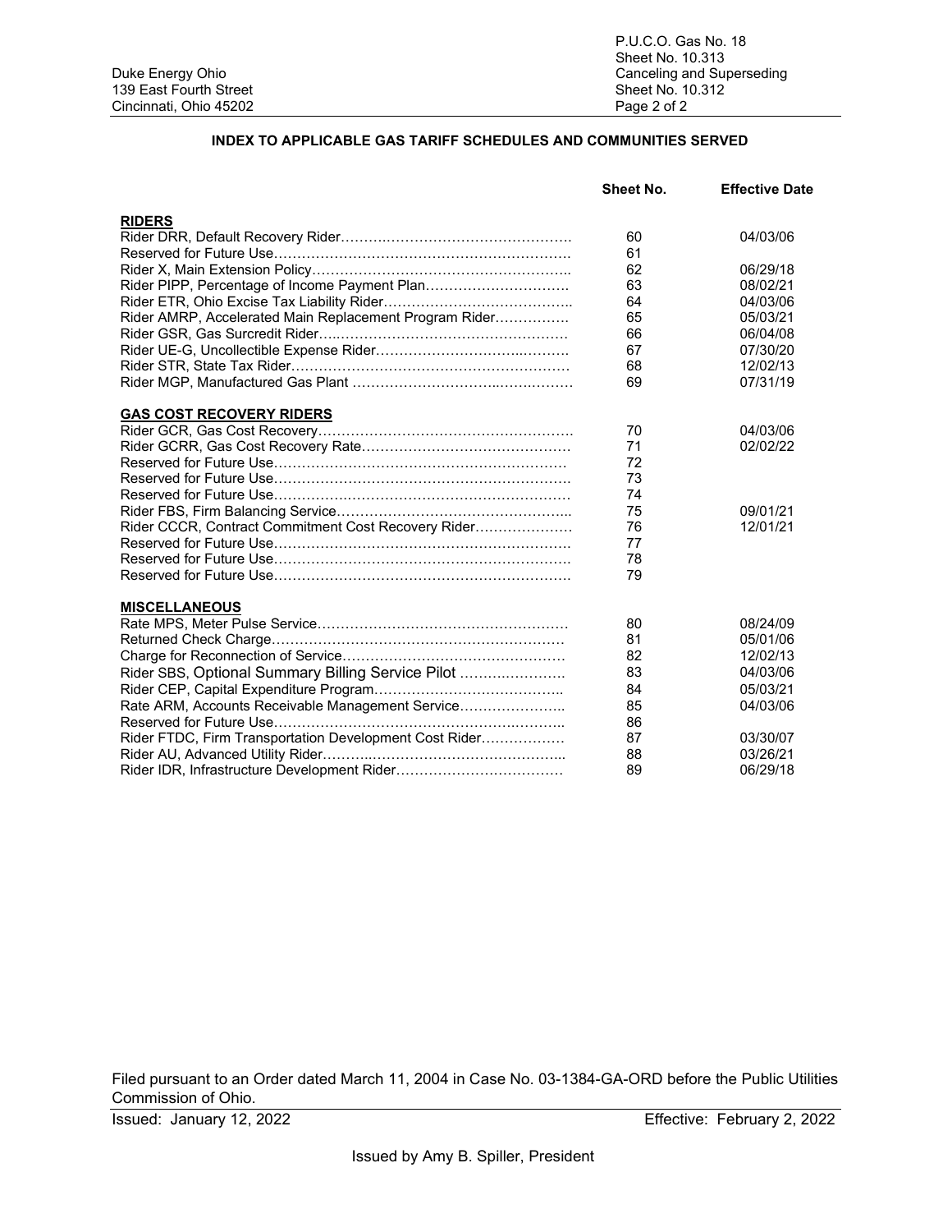P.U.C.O. Gas No. 18
Sheet No. 10.313
Canceling and Superseding
Sheet No. 10.312
Page 2 of 2

Duke Energy Ohio
139 East Fourth Street
Cincinnati, Ohio 45202

## INDEX TO APPLICABLE GAS TARIFF SCHEDULES AND COMMUNITIES SERVED

| | Sheet No. | Effective Date |
|---|---|---|
| **RIDERS** | | |
| Rider DRR, Default Recovery Rider | 60 | 04/03/06 |
| Reserved for Future Use | 61 | |
| Rider X, Main Extension Policy | 62 | 06/29/18 |
| Rider PIPP, Percentage of Income Payment Plan | 63 | 08/02/21 |
| Rider ETR, Ohio Excise Tax Liability Rider | 64 | 04/03/06 |
| Rider AMRP, Accelerated Main Replacement Program Rider | 65 | 05/03/21 |
| Rider GSR, Gas Surcredit Rider | 66 | 06/04/08 |
| Rider UE-G, Uncollectible Expense Rider | 67 | 07/30/20 |
| Rider STR, State Tax Rider | 68 | 12/02/13 |
| Rider MGP, Manufactured Gas Plant | 69 | 07/31/19 |
| **GAS COST RECOVERY RIDERS** | | |
| Rider GCR, Gas Cost Recovery | 70 | 04/03/06 |
| Rider GCRR, Gas Cost Recovery Rate | 71 | 02/02/22 |
| Reserved for Future Use | 72 | |
| Reserved for Future Use | 73 | |
| Reserved for Future Use | 74 | |
| Rider FBS, Firm Balancing Service | 75 | 09/01/21 |
| Rider CCCR, Contract Commitment Cost Recovery Rider | 76 | 12/01/21 |
| Reserved for Future Use | 77 | |
| Reserved for Future Use | 78 | |
| Reserved for Future Use | 79 | |
| **MISCELLANEOUS** | | |
| Rate MPS, Meter Pulse Service | 80 | 08/24/09 |
| Returned Check Charge | 81 | 05/01/06 |
| Charge for Reconnection of Service | 82 | 12/02/13 |
| Rider SBS, Optional Summary Billing Service Pilot | 83 | 04/03/06 |
| Rider CEP, Capital Expenditure Program | 84 | 05/03/21 |
| Rate ARM, Accounts Receivable Management Service | 85 | 04/03/06 |
| Reserved for Future Use | 86 | |
| Rider FTDC, Firm Transportation Development Cost Rider | 87 | 03/30/07 |
| Rider AU, Advanced Utility Rider | 88 | 03/26/21 |
| Rider IDR, Infrastructure Development Rider | 89 | 06/29/18 |

Filed pursuant to an Order dated March 11, 2004 in Case No. 03-1384-GA-ORD before the Public Utilities Commission of Ohio.

Issued: January 12, 2022 Effective: February 2, 2022

Issued by Amy B. Spiller, President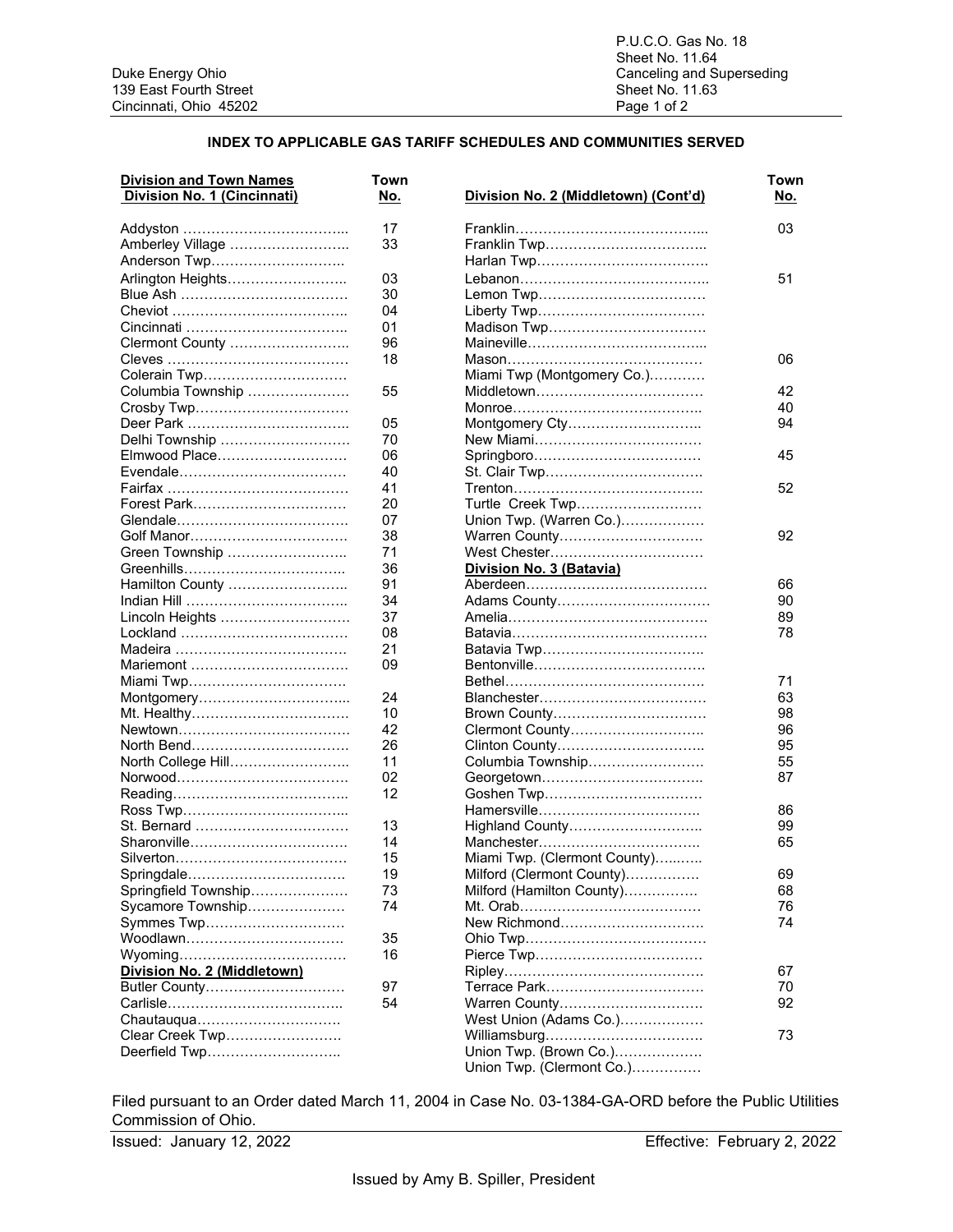Duke Energy Ohio
139 East Fourth Street
Cincinnati, Ohio 45202

P.U.C.O. Gas No. 18
Sheet No. 11.64
Canceling and Superseding
Sheet No. 11.63
Page 1 of 2

## INDEX TO APPLICABLE GAS TARIFF SCHEDULES AND COMMUNITIES SERVED

| Division and Town Names<br>Division No. 1 (Cincinnati) | Town No. |
|---|---|
| Addyston | 17 |
| Amberley Village | 33 |
| Anderson Twp | |
| Arlington Heights | 03 |
| Blue Ash | 30 |
| Cheviot | 04 |
| Cincinnati | 01 |
| Clermont County | 96 |
| Cleves | 18 |
| Colerain Twp | |
| Columbia Township | 55 |
| Crosby Twp | |
| Deer Park | 05 |
| Delhi Township | 70 |
| Elmwood Place | 06 |
| Evendale | 40 |
| Fairfax | 41 |
| Forest Park | 20 |
| Glendale | 07 |
| Golf Manor | 38 |
| Green Township | 71 |
| Greenhills | 36 |
| Hamilton County | 91 |
| Indian Hill | 34 |
| Lincoln Heights | 37 |
| Lockland | 08 |
| Madeira | 21 |
| Mariemont | 09 |
| Miami Twp | |
| Montgomery | 24 |
| Mt. Healthy | 10 |
| Newtown | 42 |
| North Bend | 26 |
| North College Hill | 11 |
| Norwood | 02 |
| Reading | 12 |
| Ross Twp | |
| St. Bernard | 13 |
| Sharonville | 14 |
| Silverton | 15 |
| Springdale | 19 |
| Springfield Township | 73 |
| Sycamore Township | 74 |
| Symmes Twp | |
| Woodlawn | 35 |
| Wyoming | 16 |
| **Division No. 2 (Middletown)** | |
| Butler County | 97 |
| Carlisle | 54 |
| Chautauqua | |
| Clear Creek Twp | |
| Deerfield Twp | |

| Division No. 2 (Middletown) (Cont'd) | Town No. |
|---|---|
| Franklin | 03 |
| Franklin Twp | |
| Harlan Twp | |
| Lebanon | 51 |
| Lemon Twp | |
| Liberty Twp | |
| Madison Twp | |
| Maineville | |
| Mason | 06 |
| Miami Twp (Montgomery Co.) | |
| Middletown | 42 |
| Monroe | 40 |
| Montgomery Cty | 94 |
| New Miami | |
| Springboro | 45 |
| St. Clair Twp | |
| Trenton | 52 |
| Turtle Creek Twp | |
| Union Twp. (Warren Co.) | |
| Warren County | 92 |
| West Chester | |
| **Division No. 3 (Batavia)** | |
| Aberdeen | 66 |
| Adams County | 90 |
| Amelia | 89 |
| Batavia | 78 |
| Batavia Twp | |
| Bentonville | |
| Bethel | 71 |
| Blanchester | 63 |
| Brown County | 98 |
| Clermont County | 96 |
| Clinton County | 95 |
| Columbia Township | 55 |
| Georgetown | 87 |
| Goshen Twp | |
| Hamersville | 86 |
| Highland County | 99 |
| Manchester | 65 |
| Miami Twp. (Clermont County) | |
| Milford (Clermont County) | 69 |
| Milford (Hamilton County) | 68 |
| Mt. Orab | 76 |
| New Richmond | 74 |
| Ohio Twp | |
| Pierce Twp | |
| Ripley | 67 |
| Terrace Park | 70 |
| Warren County | 92 |
| West Union (Adams Co.) | |
| Williamsburg | 73 |
| Union Twp. (Brown Co.) | |
| Union Twp. (Clermont Co.) | |

Filed pursuant to an Order dated March 11, 2004 in Case No. 03-1384-GA-ORD before the Public Utilities Commission of Ohio.

Issued: January 12, 2022 Effective: February 2, 2022

Issued by Amy B. Spiller, President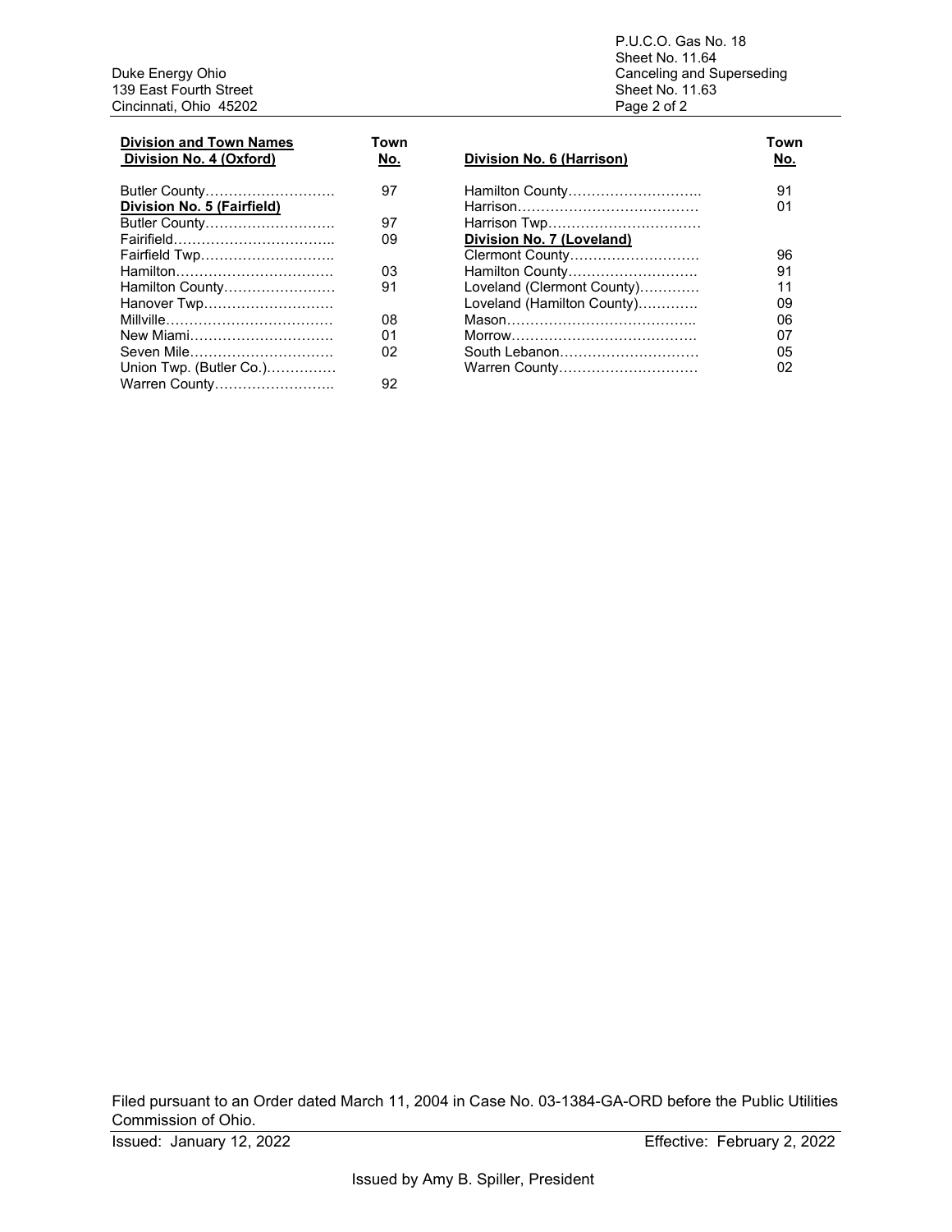Duke Energy Ohio
139 East Fourth Street
Cincinnati, Ohio 45202

P.U.C.O. Gas No. 18
Sheet No. 11.64
Canceling and Superseding
Sheet No. 11.63
Page 2 of 2

| Division and Town Names<br>Division No. 4 (Oxford) | Town No. |
|---|---|
| Butler County | 97 |
| **Division No. 5 (Fairfield)** | |
| Butler County | 97 |
| Fairifield | 09 |
| Fairfield Twp | |
| Hamilton | 03 |
| Hamilton County | 91 |
| Hanover Twp | |
| Millville | 08 |
| New Miami | 01 |
| Seven Mile | 02 |
| Union Twp. (Butler Co.) | |
| Warren County | 92 |

| Division No. 6 (Harrison) | Town No. |
|---|---|
| Hamilton County | 91 |
| Harrison | 01 |
| Harrison Twp | |
| **Division No. 7 (Loveland)** | |
| Clermont County | 96 |
| Hamilton County | 91 |
| Loveland (Clermont County) | 11 |
| Loveland (Hamilton County) | 09 |
| Mason | 06 |
| Morrow | 07 |
| South Lebanon | 05 |
| Warren County | 02 |

Filed pursuant to an Order dated March 11, 2004 in Case No. 03-1384-GA-ORD before the Public Utilities Commission of Ohio.

Issued: January 12, 2022

Effective: February 2, 2022

Issued by Amy B. Spiller, President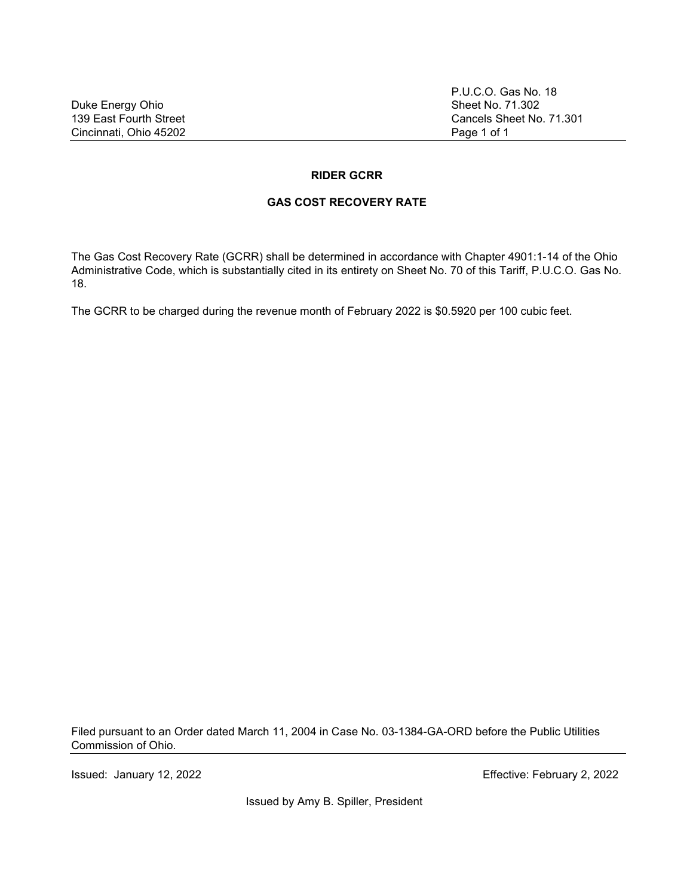Duke Energy Ohio
139 East Fourth Street
Cincinnati, Ohio 45202

P.U.C.O. Gas No. 18
Sheet No. 71.302
Cancels Sheet No. 71.301
Page 1 of 1

## RIDER GCRR

## GAS COST RECOVERY RATE

The Gas Cost Recovery Rate (GCRR) shall be determined in accordance with Chapter 4901:1-14 of the Ohio Administrative Code, which is substantially cited in its entirety on Sheet No. 70 of this Tariff, P.U.C.O. Gas No. 18.

The GCRR to be charged during the revenue month of February 2022 is $0.5920 per 100 cubic feet.

Filed pursuant to an Order dated March 11, 2004 in Case No. 03-1384-GA-ORD before the Public Utilities Commission of Ohio.

Issued: January 12, 2022

Effective: February 2, 2022

Issued by Amy B. Spiller, President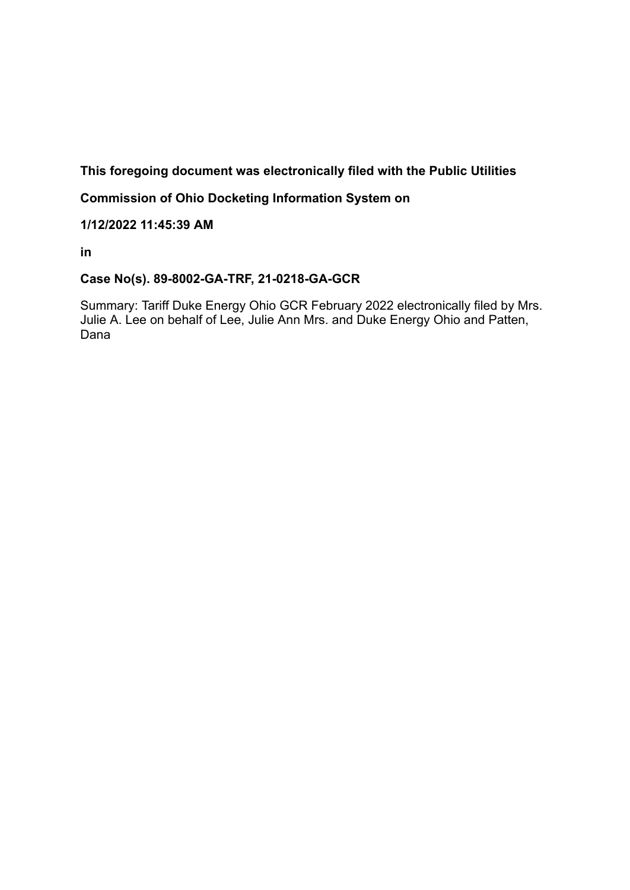**This foregoing document was electronically filed with the Public Utilities**

**Commission of Ohio Docketing Information System on**

**1/12/2022 11:45:39 AM**

**in**

**Case No(s). 89-8002-GA-TRF, 21-0218-GA-GCR**

Summary: Tariff Duke Energy Ohio GCR February 2022 electronically filed by Mrs. Julie A. Lee on behalf of Lee, Julie Ann Mrs. and Duke Energy Ohio and Patten, Dana